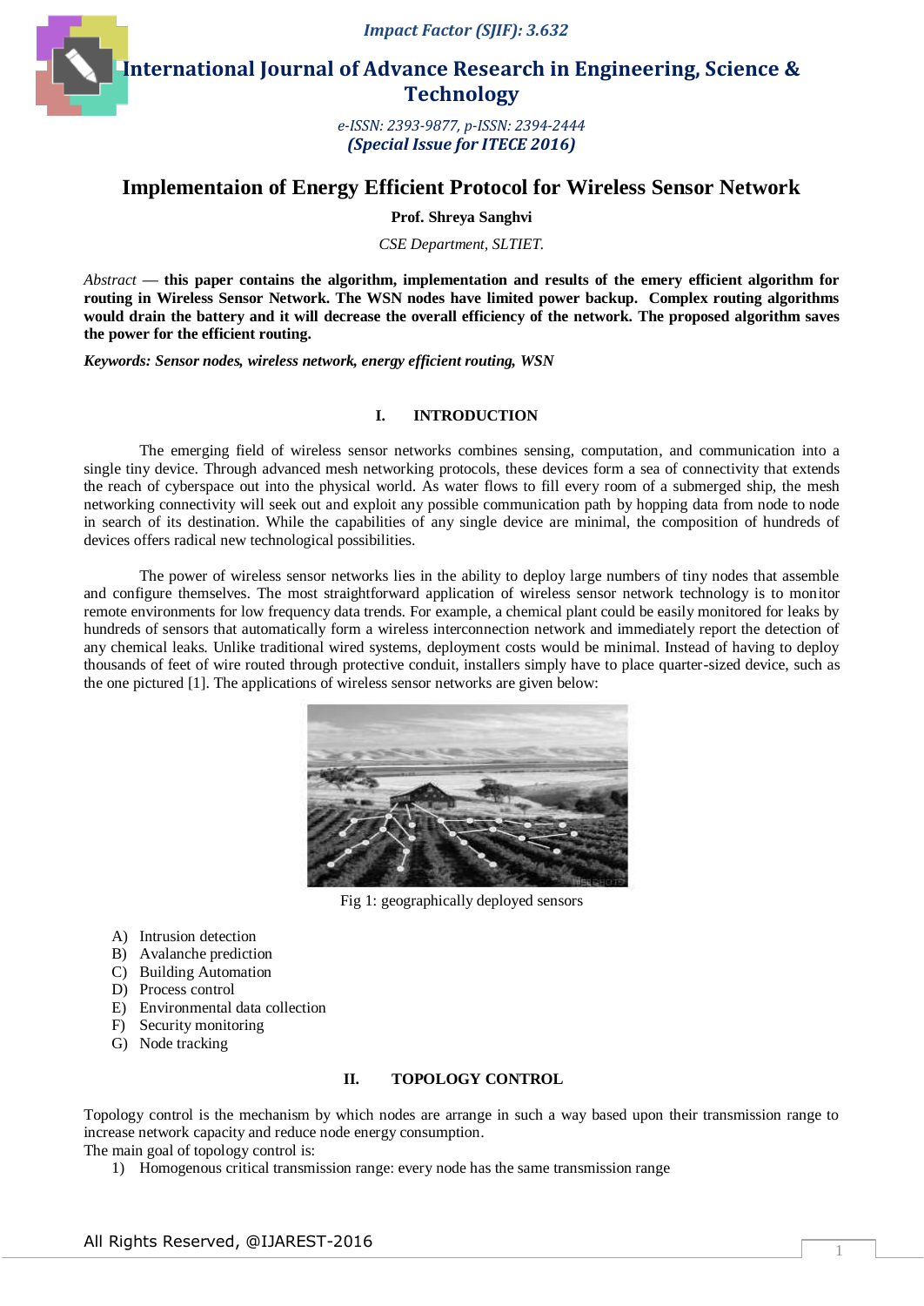*Impact Factor (SJIF): 3.632*

# International Journal of Advance Research in Engineering, Science & Technology

*e-ISSN: 2393-9877, p-ISSN: 2394-2444*
***(Special Issue for ITECE 2016)***

## Implementaion of Energy Efficient Protocol for Wireless Sensor Network

**Prof. Shreya Sanghvi**

*CSE Department, SLTIET.*

*Abstract* — **this paper contains the algorithm, implementation and results of the emery efficient algorithm for routing in Wireless Sensor Network. The WSN nodes have limited power backup. Complex routing algorithms would drain the battery and it will decrease the overall efficiency of the network. The proposed algorithm saves the power for the efficient routing.**

***Keywords: Sensor nodes, wireless network, energy efficient routing, WSN***

### I. INTRODUCTION

The emerging field of wireless sensor networks combines sensing, computation, and communication into a single tiny device. Through advanced mesh networking protocols, these devices form a sea of connectivity that extends the reach of cyberspace out into the physical world. As water flows to fill every room of a submerged ship, the mesh networking connectivity will seek out and exploit any possible communication path by hopping data from node to node in search of its destination. While the capabilities of any single device are minimal, the composition of hundreds of devices offers radical new technological possibilities.

The power of wireless sensor networks lies in the ability to deploy large numbers of tiny nodes that assemble and configure themselves. The most straightforward application of wireless sensor network technology is to monitor remote environments for low frequency data trends. For example, a chemical plant could be easily monitored for leaks by hundreds of sensors that automatically form a wireless interconnection network and immediately report the detection of any chemical leaks. Unlike traditional wired systems, deployment costs would be minimal. Instead of having to deploy thousands of feet of wire routed through protective conduit, installers simply have to place quarter-sized device, such as the one pictured [1]. The applications of wireless sensor networks are given below:

Fig 1: geographically deployed sensors

A) Intrusion detection
B) Avalanche prediction
C) Building Automation
D) Process control
E) Environmental data collection
F) Security monitoring
G) Node tracking

### II. TOPOLOGY CONTROL

Topology control is the mechanism by which nodes are arrange in such a way based upon their transmission range to increase network capacity and reduce node energy consumption.
The main goal of topology control is:

1) Homogenous critical transmission range: every node has the same transmission range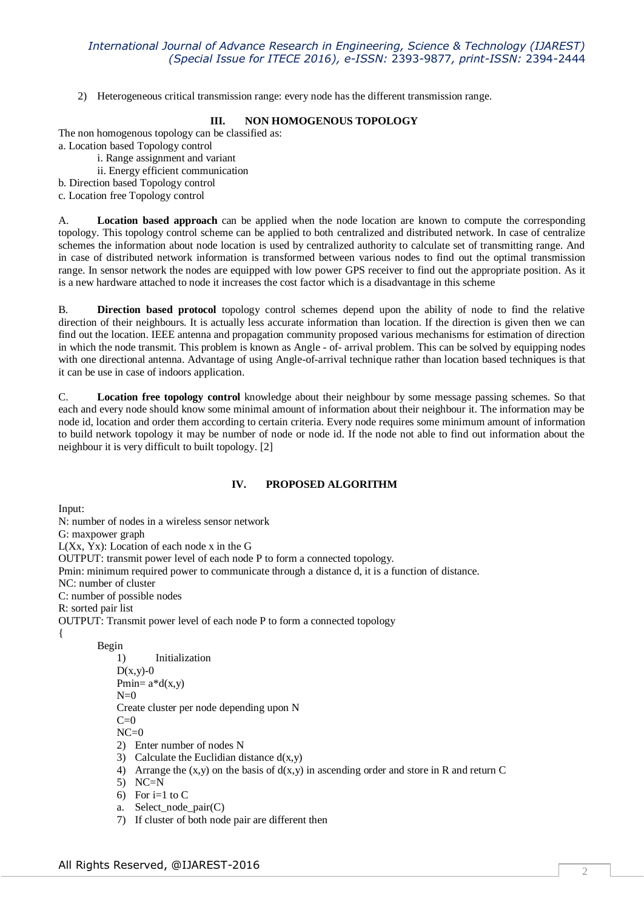2) Heterogeneous critical transmission range: every node has the different transmission range.

## III. NON HOMOGENOUS TOPOLOGY

The non homogenous topology can be classified as:

a. Location based Topology control

   i. Range assignment and variant

   ii. Energy efficient communication

b. Direction based Topology control

c. Location free Topology control

A. **Location based approach** can be applied when the node location are known to compute the corresponding topology. This topology control scheme can be applied to both centralized and distributed network. In case of centralize schemes the information about node location is used by centralized authority to calculate set of transmitting range. And in case of distributed network information is transformed between various nodes to find out the optimal transmission range. In sensor network the nodes are equipped with low power GPS receiver to find out the appropriate position. As it is a new hardware attached to node it increases the cost factor which is a disadvantage in this scheme

B. **Direction based protocol** topology control schemes depend upon the ability of node to find the relative direction of their neighbours. It is actually less accurate information than location. If the direction is given then we can find out the location. IEEE antenna and propagation community proposed various mechanisms for estimation of direction in which the node transmit. This problem is known as Angle - of- arrival problem. This can be solved by equipping nodes with one directional antenna. Advantage of using Angle-of-arrival technique rather than location based techniques is that it can be use in case of indoors application.

C. **Location free topology control** knowledge about their neighbour by some message passing schemes. So that each and every node should know some minimal amount of information about their neighbour it. The information may be node id, location and order them according to certain criteria. Every node requires some minimum amount of information to build network topology it may be number of node or node id. If the node not able to find out information about the neighbour it is very difficult to built topology. [2]

## IV. PROPOSED ALGORITHM

Input:

N: number of nodes in a wireless sensor network

G: maxpower graph

L(Xx, Yx): Location of each node x in the G

OUTPUT: transmit power level of each node P to form a connected topology.

Pmin: minimum required power to communicate through a distance d, it is a function of distance.

NC: number of cluster

C: number of possible nodes

R: sorted pair list

OUTPUT: Transmit power level of each node P to form a connected topology

{

Begin

1) Initialization

   D(x,y)-0

   Pmin= a*d(x,y)

   N=0

   Create cluster per node depending upon N

   C=0

   NC=0

2) Enter number of nodes N
3) Calculate the Euclidian distance d(x,y)
4) Arrange the (x,y) on the basis of d(x,y) in ascending order and store in R and return C
5) NC=N
6) For i=1 to C

   a. Select_node_pair(C)

7) If cluster of both node pair are different then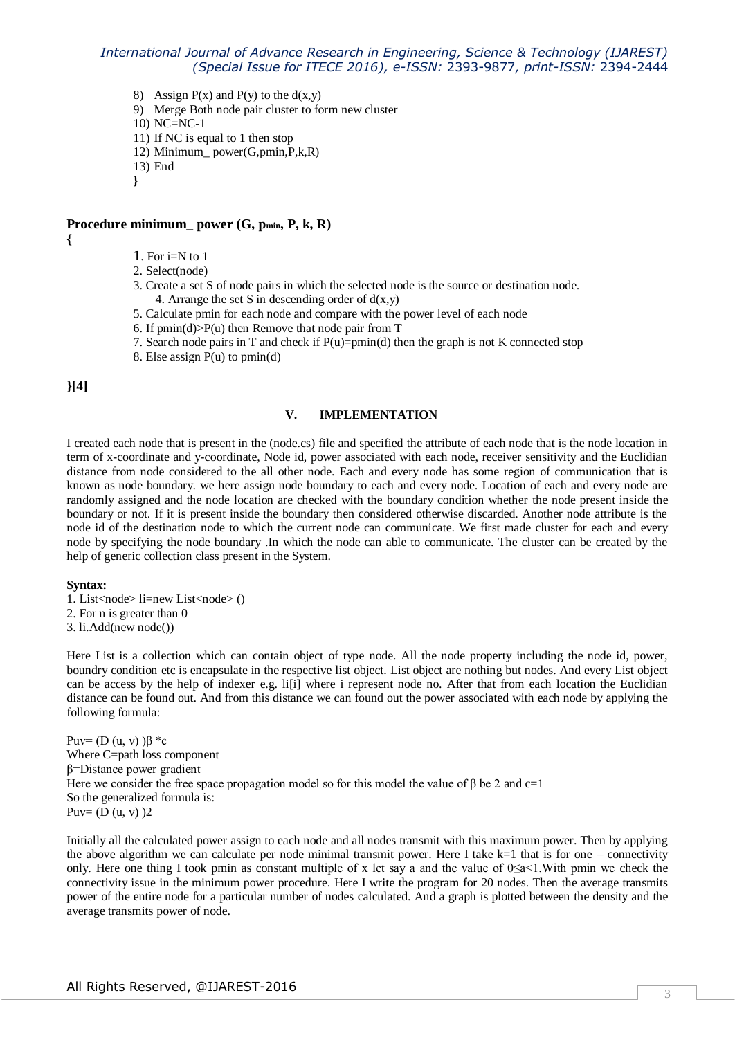8) Assign P(x) and P(y) to the d(x,y)
9) Merge Both node pair cluster to form new cluster
10) NC=NC-1
11) If NC is equal to 1 then stop
12) Minimum_ power(G,pmin,P,k,R)
13) End

}

**Procedure minimum_ power (G, $p_{min}$, P, k, R)**

{

1. For i=N to 1
2. Select(node)
3. Create a set S of node pairs in which the selected node is the source or destination node.
4. Arrange the set S in descending order of d(x,y)
5. Calculate pmin for each node and compare with the power level of each node
6. If pmin(d)>P(u) then Remove that node pair from T
7. Search node pairs in T and check if P(u)=pmin(d) then the graph is not K connected stop
8. Else assign P(u) to pmin(d)

**}[4]**

## V. IMPLEMENTATION

I created each node that is present in the (node.cs) file and specified the attribute of each node that is the node location in term of x-coordinate and y-coordinate, Node id, power associated with each node, receiver sensitivity and the Euclidian distance from node considered to the all other node. Each and every node has some region of communication that is known as node boundary. we here assign node boundary to each and every node. Location of each and every node are randomly assigned and the node location are checked with the boundary condition whether the node present inside the boundary or not. If it is present inside the boundary then considered otherwise discarded. Another node attribute is the node id of the destination node to which the current node can communicate. We first made cluster for each and every node by specifying the node boundary .In which the node can able to communicate. The cluster can be created by the help of generic collection class present in the System.

**Syntax:**

1. List<node> li=new List<node> ()
2. For n is greater than 0
3. li.Add(new node())

Here List is a collection which can contain object of type node. All the node property including the node id, power, boundry condition etc is encapsulate in the respective list object. List object are nothing but nodes. And every List object can be access by the help of indexer e.g. li[i] where i represent node no. After that from each location the Euclidian distance can be found out. And from this distance we can found out the power associated with each node by applying the following formula:

$P_{uv} = (D(u, v))^{\beta} * c$

Where C=path loss component

β=Distance power gradient

Here we consider the free space propagation model so for this model the value of β be 2 and c=1

So the generalized formula is:

$P_{uv} = (D(u, v))^2$

Initially all the calculated power assign to each node and all nodes transmit with this maximum power. Then by applying the above algorithm we can calculate per node minimal transmit power. Here I take k=1 that is for one – connectivity only. Here one thing I took pmin as constant multiple of x let say a and the value of $0 \leq a < 1$.With pmin we check the connectivity issue in the minimum power procedure. Here I write the program for 20 nodes. Then the average transmits power of the entire node for a particular number of nodes calculated. And a graph is plotted between the density and the average transmits power of node.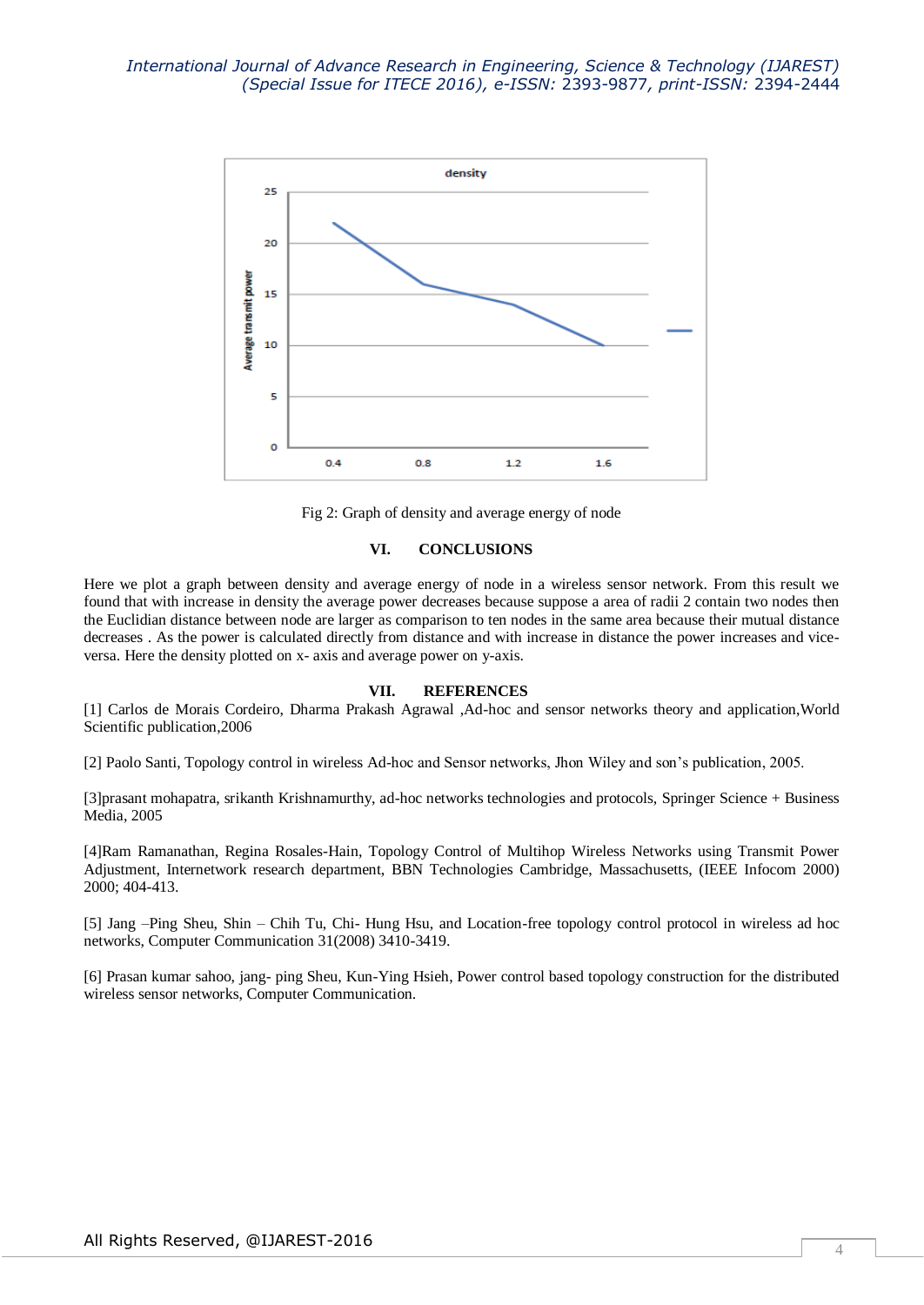density

25

20

15

10

5

0

0.4

0.8

1.2

1.6

Average transmit power

Fig 2: Graph of density and average energy of node

## VI. CONCLUSIONS

Here we plot a graph between density and average energy of node in a wireless sensor network. From this result we found that with increase in density the average power decreases because suppose a area of radii 2 contain two nodes then the Euclidian distance between node are larger as comparison to ten nodes in the same area because their mutual distance decreases . As the power is calculated directly from distance and with increase in distance the power increases and vice-versa. Here the density plotted on x- axis and average power on y-axis.

## VII. REFERENCES

[1] Carlos de Morais Cordeiro, Dharma Prakash Agrawal ,Ad-hoc and sensor networks theory and application,World Scientific publication,2006

[2] Paolo Santi, Topology control in wireless Ad-hoc and Sensor networks, Jhon Wiley and son's publication, 2005.

[3]prasant mohapatra, srikanth Krishnamurthy, ad-hoc networks technologies and protocols, Springer Science + Business Media, 2005

[4]Ram Ramanathan, Regina Rosales-Hain, Topology Control of Multihop Wireless Networks using Transmit Power Adjustment, Internetwork research department, BBN Technologies Cambridge, Massachusetts, (IEEE Infocom 2000) 2000; 404-413.

[5] Jang –Ping Sheu, Shin – Chih Tu, Chi- Hung Hsu, and Location-free topology control protocol in wireless ad hoc networks, Computer Communication 31(2008) 3410-3419.

[6] Prasan kumar sahoo, jang- ping Sheu, Kun-Ying Hsieh, Power control based topology construction for the distributed wireless sensor networks, Computer Communication.